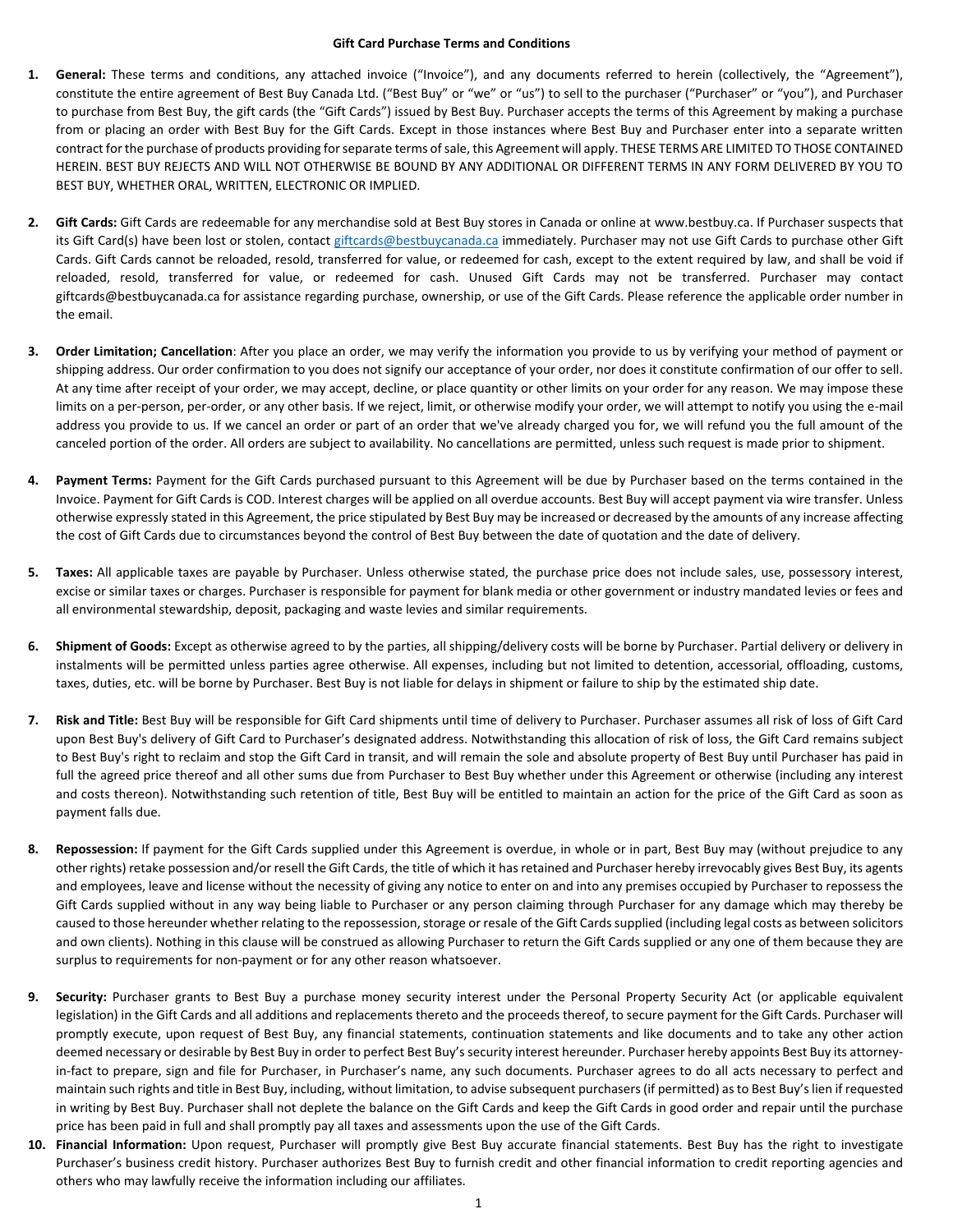# Gift Card Purchase Terms and Conditions

1. **General:** These terms and conditions, any attached invoice ("Invoice"), and any documents referred to herein (collectively, the "Agreement"), constitute the entire agreement of Best Buy Canada Ltd. ("Best Buy" or "we" or "us") to sell to the purchaser ("Purchaser" or "you"), and Purchaser to purchase from Best Buy, the gift cards (the "Gift Cards") issued by Best Buy. Purchaser accepts the terms of this Agreement by making a purchase from or placing an order with Best Buy for the Gift Cards. Except in those instances where Best Buy and Purchaser enter into a separate written contract for the purchase of products providing for separate terms of sale, this Agreement will apply. THESE TERMS ARE LIMITED TO THOSE CONTAINED HEREIN. BEST BUY REJECTS AND WILL NOT OTHERWISE BE BOUND BY ANY ADDITIONAL OR DIFFERENT TERMS IN ANY FORM DELIVERED BY YOU TO BEST BUY, WHETHER ORAL, WRITTEN, ELECTRONIC OR IMPLIED.

2. **Gift Cards:** Gift Cards are redeemable for any merchandise sold at Best Buy stores in Canada or online at www.bestbuy.ca. If Purchaser suspects that its Gift Card(s) have been lost or stolen, contact giftcards@bestbuycanada.ca immediately. Purchaser may not use Gift Cards to purchase other Gift Cards. Gift Cards cannot be reloaded, resold, transferred for value, or redeemed for cash, except to the extent required by law, and shall be void if reloaded, resold, transferred for value, or redeemed for cash. Unused Gift Cards may not be transferred. Purchaser may contact giftcards@bestbuycanada.ca for assistance regarding purchase, ownership, or use of the Gift Cards. Please reference the applicable order number in the email.

3. **Order Limitation; Cancellation**: After you place an order, we may verify the information you provide to us by verifying your method of payment or shipping address. Our order confirmation to you does not signify our acceptance of your order, nor does it constitute confirmation of our offer to sell. At any time after receipt of your order, we may accept, decline, or place quantity or other limits on your order for any reason. We may impose these limits on a per-person, per-order, or any other basis. If we reject, limit, or otherwise modify your order, we will attempt to notify you using the e-mail address you provide to us. If we cancel an order or part of an order that we've already charged you for, we will refund you the full amount of the canceled portion of the order. All orders are subject to availability. No cancellations are permitted, unless such request is made prior to shipment.

4. **Payment Terms:** Payment for the Gift Cards purchased pursuant to this Agreement will be due by Purchaser based on the terms contained in the Invoice. Payment for Gift Cards is COD. Interest charges will be applied on all overdue accounts. Best Buy will accept payment via wire transfer. Unless otherwise expressly stated in this Agreement, the price stipulated by Best Buy may be increased or decreased by the amounts of any increase affecting the cost of Gift Cards due to circumstances beyond the control of Best Buy between the date of quotation and the date of delivery.

5. **Taxes:** All applicable taxes are payable by Purchaser. Unless otherwise stated, the purchase price does not include sales, use, possessory interest, excise or similar taxes or charges. Purchaser is responsible for payment for blank media or other government or industry mandated levies or fees and all environmental stewardship, deposit, packaging and waste levies and similar requirements.

6. **Shipment of Goods:** Except as otherwise agreed to by the parties, all shipping/delivery costs will be borne by Purchaser. Partial delivery or delivery in instalments will be permitted unless parties agree otherwise. All expenses, including but not limited to detention, accessorial, offloading, customs, taxes, duties, etc. will be borne by Purchaser. Best Buy is not liable for delays in shipment or failure to ship by the estimated ship date.

7. **Risk and Title:** Best Buy will be responsible for Gift Card shipments until time of delivery to Purchaser. Purchaser assumes all risk of loss of Gift Card upon Best Buy's delivery of Gift Card to Purchaser's designated address. Notwithstanding this allocation of risk of loss, the Gift Card remains subject to Best Buy's right to reclaim and stop the Gift Card in transit, and will remain the sole and absolute property of Best Buy until Purchaser has paid in full the agreed price thereof and all other sums due from Purchaser to Best Buy whether under this Agreement or otherwise (including any interest and costs thereon). Notwithstanding such retention of title, Best Buy will be entitled to maintain an action for the price of the Gift Card as soon as payment falls due.

8. **Repossession:** If payment for the Gift Cards supplied under this Agreement is overdue, in whole or in part, Best Buy may (without prejudice to any other rights) retake possession and/or resell the Gift Cards, the title of which it has retained and Purchaser hereby irrevocably gives Best Buy, its agents and employees, leave and license without the necessity of giving any notice to enter on and into any premises occupied by Purchaser to repossess the Gift Cards supplied without in any way being liable to Purchaser or any person claiming through Purchaser for any damage which may thereby be caused to those hereunder whether relating to the repossession, storage or resale of the Gift Cards supplied (including legal costs as between solicitors and own clients). Nothing in this clause will be construed as allowing Purchaser to return the Gift Cards supplied or any one of them because they are surplus to requirements for non-payment or for any other reason whatsoever.

9. **Security:** Purchaser grants to Best Buy a purchase money security interest under the Personal Property Security Act (or applicable equivalent legislation) in the Gift Cards and all additions and replacements thereto and the proceeds thereof, to secure payment for the Gift Cards. Purchaser will promptly execute, upon request of Best Buy, any financial statements, continuation statements and like documents and to take any other action deemed necessary or desirable by Best Buy in order to perfect Best Buy's security interest hereunder. Purchaser hereby appoints Best Buy its attorney-in-fact to prepare, sign and file for Purchaser, in Purchaser's name, any such documents. Purchaser agrees to do all acts necessary to perfect and maintain such rights and title in Best Buy, including, without limitation, to advise subsequent purchasers (if permitted) as to Best Buy's lien if requested in writing by Best Buy. Purchaser shall not deplete the balance on the Gift Cards and keep the Gift Cards in good order and repair until the purchase price has been paid in full and shall promptly pay all taxes and assessments upon the use of the Gift Cards.

10. **Financial Information:** Upon request, Purchaser will promptly give Best Buy accurate financial statements. Best Buy has the right to investigate Purchaser's business credit history. Purchaser authorizes Best Buy to furnish credit and other financial information to credit reporting agencies and others who may lawfully receive the information including our affiliates.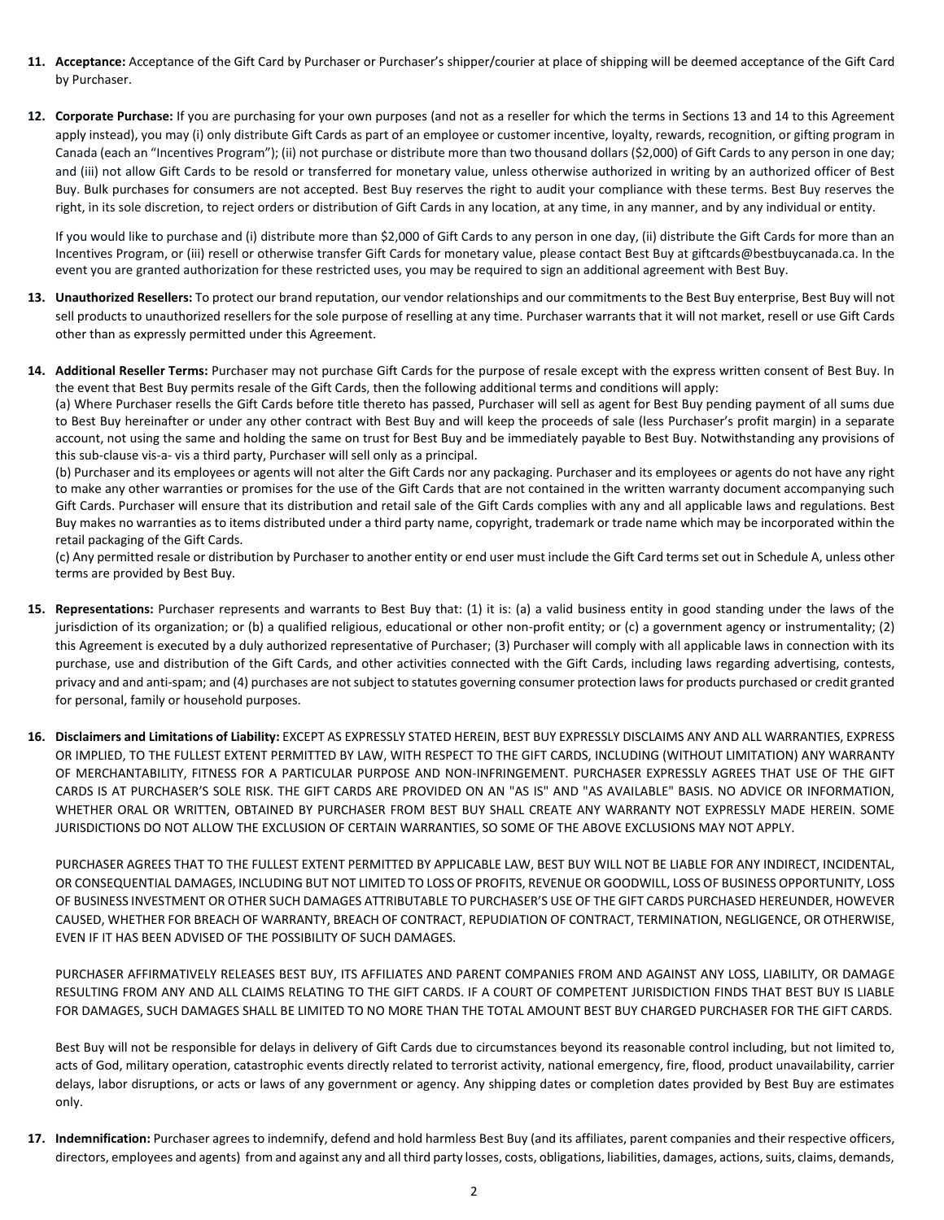11. **Acceptance:** Acceptance of the Gift Card by Purchaser or Purchaser's shipper/courier at place of shipping will be deemed acceptance of the Gift Card by Purchaser.

12. **Corporate Purchase:** If you are purchasing for your own purposes (and not as a reseller for which the terms in Sections 13 and 14 to this Agreement apply instead), you may (i) only distribute Gift Cards as part of an employee or customer incentive, loyalty, rewards, recognition, or gifting program in Canada (each an "Incentives Program"); (ii) not purchase or distribute more than two thousand dollars ($2,000) of Gift Cards to any person in one day; and (iii) not allow Gift Cards to be resold or transferred for monetary value, unless otherwise authorized in writing by an authorized officer of Best Buy. Bulk purchases for consumers are not accepted. Best Buy reserves the right to audit your compliance with these terms. Best Buy reserves the right, in its sole discretion, to reject orders or distribution of Gift Cards in any location, at any time, in any manner, and by any individual or entity.

    If you would like to purchase and (i) distribute more than $2,000 of Gift Cards to any person in one day, (ii) distribute the Gift Cards for more than an Incentives Program, or (iii) resell or otherwise transfer Gift Cards for monetary value, please contact Best Buy at giftcards@bestbuycanada.ca. In the event you are granted authorization for these restricted uses, you may be required to sign an additional agreement with Best Buy.

13. **Unauthorized Resellers:** To protect our brand reputation, our vendor relationships and our commitments to the Best Buy enterprise, Best Buy will not sell products to unauthorized resellers for the sole purpose of reselling at any time. Purchaser warrants that it will not market, resell or use Gift Cards other than as expressly permitted under this Agreement.

14. **Additional Reseller Terms:** Purchaser may not purchase Gift Cards for the purpose of resale except with the express written consent of Best Buy. In the event that Best Buy permits resale of the Gift Cards, then the following additional terms and conditions will apply:
    (a) Where Purchaser resells the Gift Cards before title thereto has passed, Purchaser will sell as agent for Best Buy pending payment of all sums due to Best Buy hereinafter or under any other contract with Best Buy and will keep the proceeds of sale (less Purchaser's profit margin) in a separate account, not using the same and holding the same on trust for Best Buy and be immediately payable to Best Buy. Notwithstanding any provisions of this sub-clause vis-a- vis a third party, Purchaser will sell only as a principal.
    (b) Purchaser and its employees or agents will not alter the Gift Cards nor any packaging. Purchaser and its employees or agents do not have any right to make any other warranties or promises for the use of the Gift Cards that are not contained in the written warranty document accompanying such Gift Cards. Purchaser will ensure that its distribution and retail sale of the Gift Cards complies with any and all applicable laws and regulations. Best Buy makes no warranties as to items distributed under a third party name, copyright, trademark or trade name which may be incorporated within the retail packaging of the Gift Cards.
    (c) Any permitted resale or distribution by Purchaser to another entity or end user must include the Gift Card terms set out in Schedule A, unless other terms are provided by Best Buy.

15. **Representations:** Purchaser represents and warrants to Best Buy that: (1) it is: (a) a valid business entity in good standing under the laws of the jurisdiction of its organization; or (b) a qualified religious, educational or other non-profit entity; or (c) a government agency or instrumentality; (2) this Agreement is executed by a duly authorized representative of Purchaser; (3) Purchaser will comply with all applicable laws in connection with its purchase, use and distribution of the Gift Cards, and other activities connected with the Gift Cards, including laws regarding advertising, contests, privacy and and anti-spam; and (4) purchases are not subject to statutes governing consumer protection laws for products purchased or credit granted for personal, family or household purposes.

16. **Disclaimers and Limitations of Liability:** EXCEPT AS EXPRESSLY STATED HEREIN, BEST BUY EXPRESSLY DISCLAIMS ANY AND ALL WARRANTIES, EXPRESS OR IMPLIED, TO THE FULLEST EXTENT PERMITTED BY LAW, WITH RESPECT TO THE GIFT CARDS, INCLUDING (WITHOUT LIMITATION) ANY WARRANTY OF MERCHANTABILITY, FITNESS FOR A PARTICULAR PURPOSE AND NON-INFRINGEMENT. PURCHASER EXPRESSLY AGREES THAT USE OF THE GIFT CARDS IS AT PURCHASER'S SOLE RISK. THE GIFT CARDS ARE PROVIDED ON AN "AS IS" AND "AS AVAILABLE" BASIS. NO ADVICE OR INFORMATION, WHETHER ORAL OR WRITTEN, OBTAINED BY PURCHASER FROM BEST BUY SHALL CREATE ANY WARRANTY NOT EXPRESSLY MADE HEREIN. SOME JURISDICTIONS DO NOT ALLOW THE EXCLUSION OF CERTAIN WARRANTIES, SO SOME OF THE ABOVE EXCLUSIONS MAY NOT APPLY.

    PURCHASER AGREES THAT TO THE FULLEST EXTENT PERMITTED BY APPLICABLE LAW, BEST BUY WILL NOT BE LIABLE FOR ANY INDIRECT, INCIDENTAL, OR CONSEQUENTIAL DAMAGES, INCLUDING BUT NOT LIMITED TO LOSS OF PROFITS, REVENUE OR GOODWILL, LOSS OF BUSINESS OPPORTUNITY, LOSS OF BUSINESS INVESTMENT OR OTHER SUCH DAMAGES ATTRIBUTABLE TO PURCHASER'S USE OF THE GIFT CARDS PURCHASED HEREUNDER, HOWEVER CAUSED, WHETHER FOR BREACH OF WARRANTY, BREACH OF CONTRACT, REPUDIATION OF CONTRACT, TERMINATION, NEGLIGENCE, OR OTHERWISE, EVEN IF IT HAS BEEN ADVISED OF THE POSSIBILITY OF SUCH DAMAGES.

    PURCHASER AFFIRMATIVELY RELEASES BEST BUY, ITS AFFILIATES AND PARENT COMPANIES FROM AND AGAINST ANY LOSS, LIABILITY, OR DAMAGE RESULTING FROM ANY AND ALL CLAIMS RELATING TO THE GIFT CARDS. IF A COURT OF COMPETENT JURISDICTION FINDS THAT BEST BUY IS LIABLE FOR DAMAGES, SUCH DAMAGES SHALL BE LIMITED TO NO MORE THAN THE TOTAL AMOUNT BEST BUY CHARGED PURCHASER FOR THE GIFT CARDS.

    Best Buy will not be responsible for delays in delivery of Gift Cards due to circumstances beyond its reasonable control including, but not limited to, acts of God, military operation, catastrophic events directly related to terrorist activity, national emergency, fire, flood, product unavailability, carrier delays, labor disruptions, or acts or laws of any government or agency. Any shipping dates or completion dates provided by Best Buy are estimates only.

17. **Indemnification:** Purchaser agrees to indemnify, defend and hold harmless Best Buy (and its affiliates, parent companies and their respective officers, directors, employees and agents) from and against any and all third party losses, costs, obligations, liabilities, damages, actions, suits, claims, demands,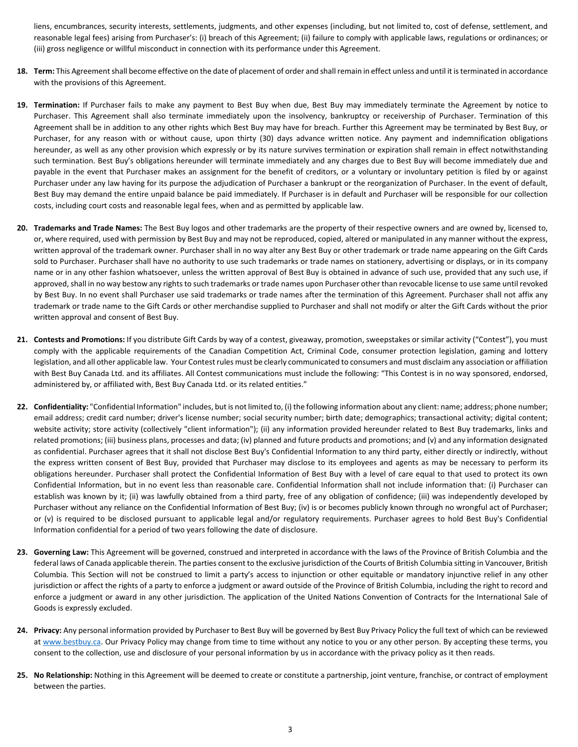liens, encumbrances, security interests, settlements, judgments, and other expenses (including, but not limited to, cost of defense, settlement, and reasonable legal fees) arising from Purchaser's: (i) breach of this Agreement; (ii) failure to comply with applicable laws, regulations or ordinances; or (iii) gross negligence or willful misconduct in connection with its performance under this Agreement.

18. **Term:** This Agreement shall become effective on the date of placement of order and shall remain in effect unless and until it is terminated in accordance with the provisions of this Agreement.

19. **Termination:** If Purchaser fails to make any payment to Best Buy when due, Best Buy may immediately terminate the Agreement by notice to Purchaser. This Agreement shall also terminate immediately upon the insolvency, bankruptcy or receivership of Purchaser. Termination of this Agreement shall be in addition to any other rights which Best Buy may have for breach. Further this Agreement may be terminated by Best Buy, or Purchaser, for any reason with or without cause, upon thirty (30) days advance written notice. Any payment and indemnification obligations hereunder, as well as any other provision which expressly or by its nature survives termination or expiration shall remain in effect notwithstanding such termination. Best Buy's obligations hereunder will terminate immediately and any charges due to Best Buy will become immediately due and payable in the event that Purchaser makes an assignment for the benefit of creditors, or a voluntary or involuntary petition is filed by or against Purchaser under any law having for its purpose the adjudication of Purchaser a bankrupt or the reorganization of Purchaser. In the event of default, Best Buy may demand the entire unpaid balance be paid immediately. If Purchaser is in default and Purchaser will be responsible for our collection costs, including court costs and reasonable legal fees, when and as permitted by applicable law.

20. **Trademarks and Trade Names:** The Best Buy logos and other trademarks are the property of their respective owners and are owned by, licensed to, or, where required, used with permission by Best Buy and may not be reproduced, copied, altered or manipulated in any manner without the express, written approval of the trademark owner. Purchaser shall in no way alter any Best Buy or other trademark or trade name appearing on the Gift Cards sold to Purchaser. Purchaser shall have no authority to use such trademarks or trade names on stationery, advertising or displays, or in its company name or in any other fashion whatsoever, unless the written approval of Best Buy is obtained in advance of such use, provided that any such use, if approved, shall in no way bestow any rights to such trademarks or trade names upon Purchaser other than revocable license to use same until revoked by Best Buy. In no event shall Purchaser use said trademarks or trade names after the termination of this Agreement. Purchaser shall not affix any trademark or trade name to the Gift Cards or other merchandise supplied to Purchaser and shall not modify or alter the Gift Cards without the prior written approval and consent of Best Buy.

21. **Contests and Promotions:** If you distribute Gift Cards by way of a contest, giveaway, promotion, sweepstakes or similar activity ("Contest"), you must comply with the applicable requirements of the Canadian Competition Act, Criminal Code, consumer protection legislation, gaming and lottery legislation, and all other applicable law. Your Contest rules must be clearly communicated to consumers and must disclaim any association or affiliation with Best Buy Canada Ltd. and its affiliates. All Contest communications must include the following: "This Contest is in no way sponsored, endorsed, administered by, or affiliated with, Best Buy Canada Ltd. or its related entities."

22. **Confidentiality:** "Confidential Information" includes, but is not limited to, (i) the following information about any client: name; address; phone number; email address; credit card number; driver's license number; social security number; birth date; demographics; transactional activity; digital content; website activity; store activity (collectively "client information"); (ii) any information provided hereunder related to Best Buy trademarks, links and related promotions; (iii) business plans, processes and data; (iv) planned and future products and promotions; and (v) and any information designated as confidential. Purchaser agrees that it shall not disclose Best Buy's Confidential Information to any third party, either directly or indirectly, without the express written consent of Best Buy, provided that Purchaser may disclose to its employees and agents as may be necessary to perform its obligations hereunder. Purchaser shall protect the Confidential Information of Best Buy with a level of care equal to that used to protect its own Confidential Information, but in no event less than reasonable care. Confidential Information shall not include information that: (i) Purchaser can establish was known by it; (ii) was lawfully obtained from a third party, free of any obligation of confidence; (iii) was independently developed by Purchaser without any reliance on the Confidential Information of Best Buy; (iv) is or becomes publicly known through no wrongful act of Purchaser; or (v) is required to be disclosed pursuant to applicable legal and/or regulatory requirements. Purchaser agrees to hold Best Buy's Confidential Information confidential for a period of two years following the date of disclosure.

23. **Governing Law:** This Agreement will be governed, construed and interpreted in accordance with the laws of the Province of British Columbia and the federal laws of Canada applicable therein. The parties consent to the exclusive jurisdiction of the Courts of British Columbia sitting in Vancouver, British Columbia. This Section will not be construed to limit a party's access to injunction or other equitable or mandatory injunctive relief in any other jurisdiction or affect the rights of a party to enforce a judgment or award outside of the Province of British Columbia, including the right to record and enforce a judgment or award in any other jurisdiction. The application of the United Nations Convention of Contracts for the International Sale of Goods is expressly excluded.

24. **Privacy:** Any personal information provided by Purchaser to Best Buy will be governed by Best Buy Privacy Policy the full text of which can be reviewed at www.bestbuy.ca. Our Privacy Policy may change from time to time without any notice to you or any other person. By accepting these terms, you consent to the collection, use and disclosure of your personal information by us in accordance with the privacy policy as it then reads.

25. **No Relationship:** Nothing in this Agreement will be deemed to create or constitute a partnership, joint venture, franchise, or contract of employment between the parties.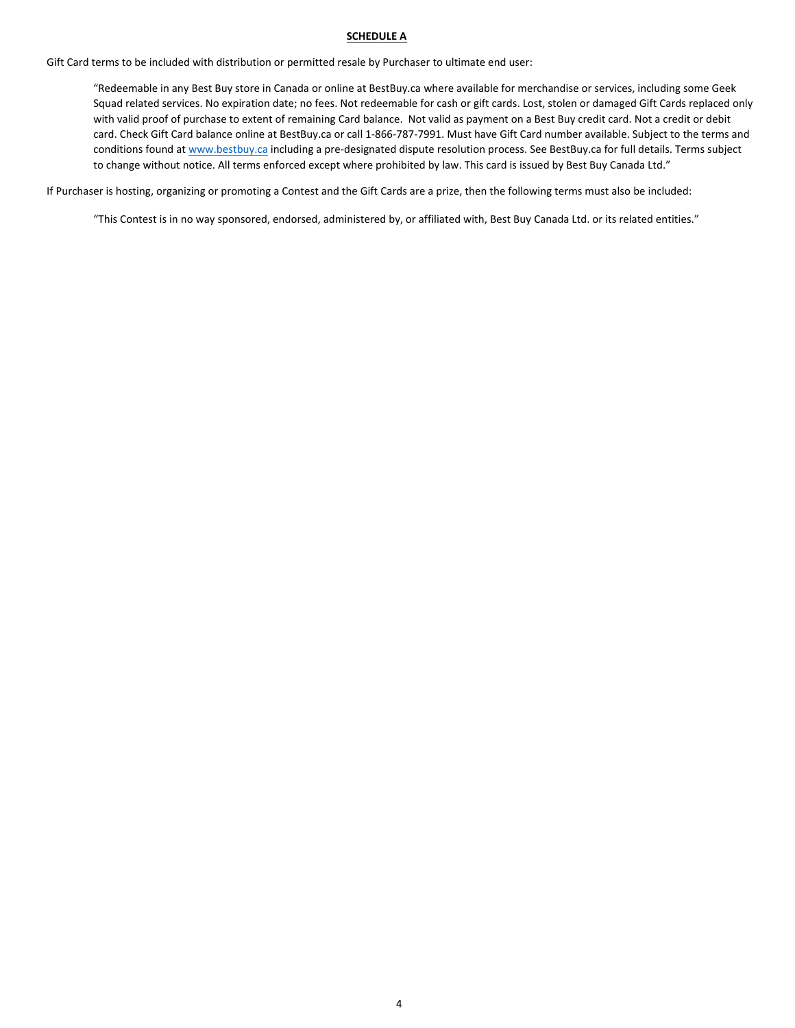**SCHEDULE A**

Gift Card terms to be included with distribution or permitted resale by Purchaser to ultimate end user:

> "Redeemable in any Best Buy store in Canada or online at BestBuy.ca where available for merchandise or services, including some Geek Squad related services. No expiration date; no fees. Not redeemable for cash or gift cards. Lost, stolen or damaged Gift Cards replaced only with valid proof of purchase to extent of remaining Card balance. Not valid as payment on a Best Buy credit card. Not a credit or debit card. Check Gift Card balance online at BestBuy.ca or call 1-866-787-7991. Must have Gift Card number available. Subject to the terms and conditions found at [www.bestbuy.ca](http://www.bestbuy.ca) including a pre-designated dispute resolution process. See BestBuy.ca for full details. Terms subject to change without notice. All terms enforced except where prohibited by law. This card is issued by Best Buy Canada Ltd."

If Purchaser is hosting, organizing or promoting a Contest and the Gift Cards are a prize, then the following terms must also be included:

> "This Contest is in no way sponsored, endorsed, administered by, or affiliated with, Best Buy Canada Ltd. or its related entities."